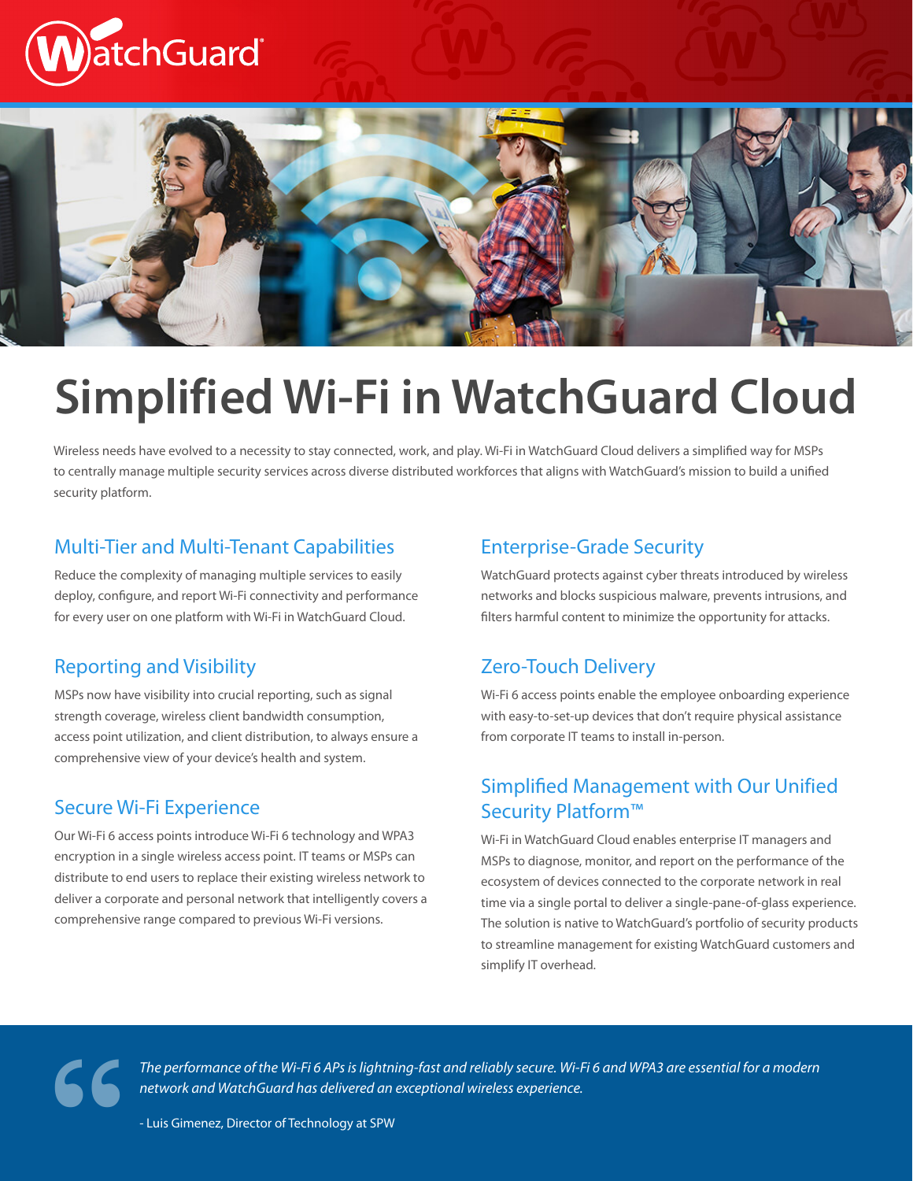# Simplified Wi-Fi in WatchGuard Cloud

Wireless needs have evolved to a necessity to stay connected, work, and play. Wi-Fi in WatchGuard Cloud delivers a simplified way for MSPs to centrally manage multiple security services across diverse distributed workforces that aligns with WatchGuard's mission to build a unified security platform.

## Multi-Tier and Multi-Tenant Capabilities

Reduce the complexity of managing multiple services to easily deploy, configure, and report Wi-Fi connectivity and performance for every user on one platform with Wi-Fi in WatchGuard Cloud.

## Reporting and Visibility

MSPs now have visibility into crucial reporting, such as signal strength coverage, wireless client bandwidth consumption, access point utilization, and client distribution, to always ensure a comprehensive view of your device's health and system.

## Secure Wi-Fi Experience

Our Wi-Fi 6 access points introduce Wi-Fi 6 technology and WPA3 encryption in a single wireless access point. IT teams or MSPs can distribute to end users to replace their existing wireless network to deliver a corporate and personal network that intelligently covers a comprehensive range compared to previous Wi-Fi versions.

## Enterprise-Grade Security

WatchGuard protects against cyber threats introduced by wireless networks and blocks suspicious malware, prevents intrusions, and filters harmful content to minimize the opportunity for attacks.

## Zero-Touch Delivery

Wi-Fi 6 access points enable the employee onboarding experience with easy-to-set-up devices that don't require physical assistance from corporate IT teams to install in-person.

## Simplified Management with Our Unified Security Platform™

Wi-Fi in WatchGuard Cloud enables enterprise IT managers and MSPs to diagnose, monitor, and report on the performance of the ecosystem of devices connected to the corporate network in real time via a single portal to deliver a single-pane-of-glass experience. The solution is native to WatchGuard's portfolio of security products to streamline management for existing WatchGuard customers and simplify IT overhead.

> *The performance of the Wi-Fi 6 APs is lightning-fast and reliably secure. Wi-Fi 6 and WPA3 are essential for a modern network and WatchGuard has delivered an exceptional wireless experience.*
>
> \- Luis Gimenez, Director of Technology at SPW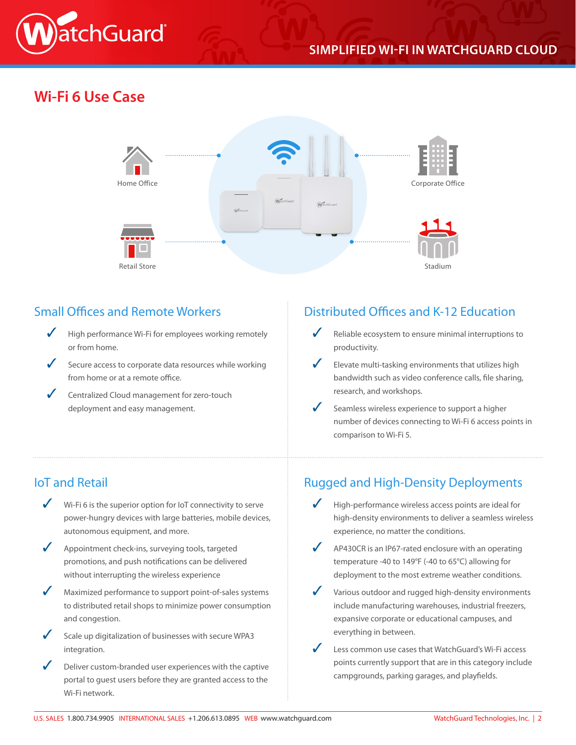## Wi-Fi 6 Use Case

Home Office

Corporate Office

Retail Store

Stadium

### Small Offices and Remote Workers

- ✓ High performance Wi-Fi for employees working remotely or from home.
- ✓ Secure access to corporate data resources while working from home or at a remote office.
- ✓ Centralized Cloud management for zero-touch deployment and easy management.

### Distributed Offices and K-12 Education

- ✓ Reliable ecosystem to ensure minimal interruptions to productivity.
- ✓ Elevate multi-tasking environments that utilizes high bandwidth such as video conference calls, file sharing, research, and workshops.
- ✓ Seamless wireless experience to support a higher number of devices connecting to Wi-Fi 6 access points in comparison to Wi-Fi 5.

### IoT and Retail

- ✓ Wi-Fi 6 is the superior option for IoT connectivity to serve power-hungry devices with large batteries, mobile devices, autonomous equipment, and more.
- ✓ Appointment check-ins, surveying tools, targeted promotions, and push notifications can be delivered without interrupting the wireless experience
- ✓ Maximized performance to support point-of-sales systems to distributed retail shops to minimize power consumption and congestion.
- ✓ Scale up digitalization of businesses with secure WPA3 integration.
- ✓ Deliver custom-branded user experiences with the captive portal to guest users before they are granted access to the Wi-Fi network.

### Rugged and High-Density Deployments

- ✓ High-performance wireless access points are ideal for high-density environments to deliver a seamless wireless experience, no matter the conditions.
- ✓ AP430CR is an IP67-rated enclosure with an operating temperature -40 to 149°F (-40 to 65°C) allowing for deployment to the most extreme weather conditions.
- ✓ Various outdoor and rugged high-density environments include manufacturing warehouses, industrial freezers, expansive corporate or educational campuses, and everything in between.
- ✓ Less common use cases that WatchGuard's Wi-Fi access points currently support that are in this category include campgrounds, parking garages, and playfields.

U.S. SALES 1.800.734.9905 INTERNATIONAL SALES +1.206.613.0895 WEB www.watchguard.com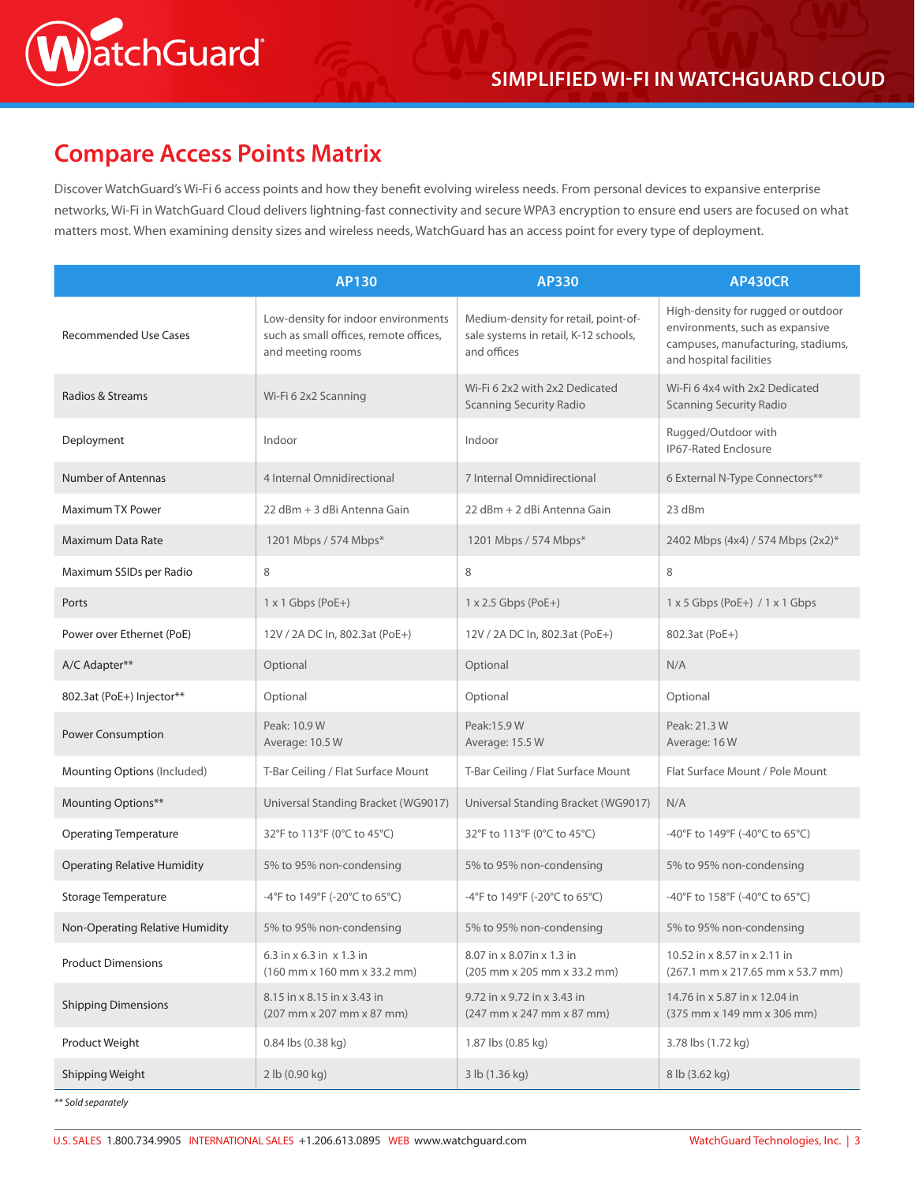## Compare Access Points Matrix

Discover WatchGuard's Wi-Fi 6 access points and how they benefit evolving wireless needs. From personal devices to expansive enterprise networks, Wi-Fi in WatchGuard Cloud delivers lightning-fast connectivity and secure WPA3 encryption to ensure end users are focused on what matters most. When examining density sizes and wireless needs, WatchGuard has an access point for every type of deployment.

| | AP130 | AP330 | AP430CR |
|---|---|---|---|
| Recommended Use Cases | Low-density for indoor environments such as small offices, remote offices, and meeting rooms | Medium-density for retail, point-of-sale systems in retail, K-12 schools, and offices | High-density for rugged or outdoor environments, such as expansive campuses, manufacturing, stadiums, and hospital facilities |
| Radios & Streams | Wi-Fi 6 2x2 Scanning | Wi-Fi 6 2x2 with 2x2 Dedicated Scanning Security Radio | Wi-Fi 6 4x4 with 2x2 Dedicated Scanning Security Radio |
| Deployment | Indoor | Indoor | Rugged/Outdoor with IP67-Rated Enclosure |
| Number of Antennas | 4 Internal Omnidirectional | 7 Internal Omnidirectional | 6 External N-Type Connectors** |
| Maximum TX Power | 22 dBm + 3 dBi Antenna Gain | 22 dBm + 2 dBi Antenna Gain | 23 dBm |
| Maximum Data Rate | 1201 Mbps / 574 Mbps* | 1201 Mbps / 574 Mbps* | 2402 Mbps (4x4) / 574 Mbps (2x2)* |
| Maximum SSIDs per Radio | 8 | 8 | 8 |
| Ports | 1 x 1 Gbps (PoE+) | 1 x 2.5 Gbps (PoE+) | 1 x 5 Gbps (PoE+) / 1 x 1 Gbps |
| Power over Ethernet (PoE) | 12V / 2A DC In, 802.3at (PoE+) | 12V / 2A DC In, 802.3at (PoE+) | 802.3at (PoE+) |
| A/C Adapter** | Optional | Optional | N/A |
| 802.3at (PoE+) Injector** | Optional | Optional | Optional |
| Power Consumption | Peak: 10.9 W<br>Average: 10.5 W | Peak:15.9 W<br>Average: 15.5 W | Peak: 21.3 W<br>Average: 16 W |
| Mounting Options (Included) | T-Bar Ceiling / Flat Surface Mount | T-Bar Ceiling / Flat Surface Mount | Flat Surface Mount / Pole Mount |
| Mounting Options** | Universal Standing Bracket (WG9017) | Universal Standing Bracket (WG9017) | N/A |
| Operating Temperature | 32°F to 113°F (0°C to 45°C) | 32°F to 113°F (0°C to 45°C) | -40°F to 149°F (-40°C to 65°C) |
| Operating Relative Humidity | 5% to 95% non-condensing | 5% to 95% non-condensing | 5% to 95% non-condensing |
| Storage Temperature | -4°F to 149°F (-20°C to 65°C) | -4°F to 149°F (-20°C to 65°C) | -40°F to 158°F (-40°C to 65°C) |
| Non-Operating Relative Humidity | 5% to 95% non-condensing | 5% to 95% non-condensing | 5% to 95% non-condensing |
| Product Dimensions | 6.3 in x 6.3 in x 1.3 in<br>(160 mm x 160 mm x 33.2 mm) | 8.07 in x 8.07in x 1.3 in<br>(205 mm x 205 mm x 33.2 mm) | 10.52 in x 8.57 in x 2.11 in<br>(267.1 mm x 217.65 mm x 53.7 mm) |
| Shipping Dimensions | 8.15 in x 8.15 in x 3.43 in<br>(207 mm x 207 mm x 87 mm) | 9.72 in x 9.72 in x 3.43 in<br>(247 mm x 247 mm x 87 mm) | 14.76 in x 5.87 in x 12.04 in<br>(375 mm x 149 mm x 306 mm) |
| Product Weight | 0.84 lbs (0.38 kg) | 1.87 lbs (0.85 kg) | 3.78 lbs (1.72 kg) |
| Shipping Weight | 2 lb (0.90 kg) | 3 lb (1.36 kg) | 8 lb (3.62 kg) |

*\*\* Sold separately*

U.S. SALES 1.800.734.9905 INTERNATIONAL SALES +1.206.613.0895 WEB www.watchguard.com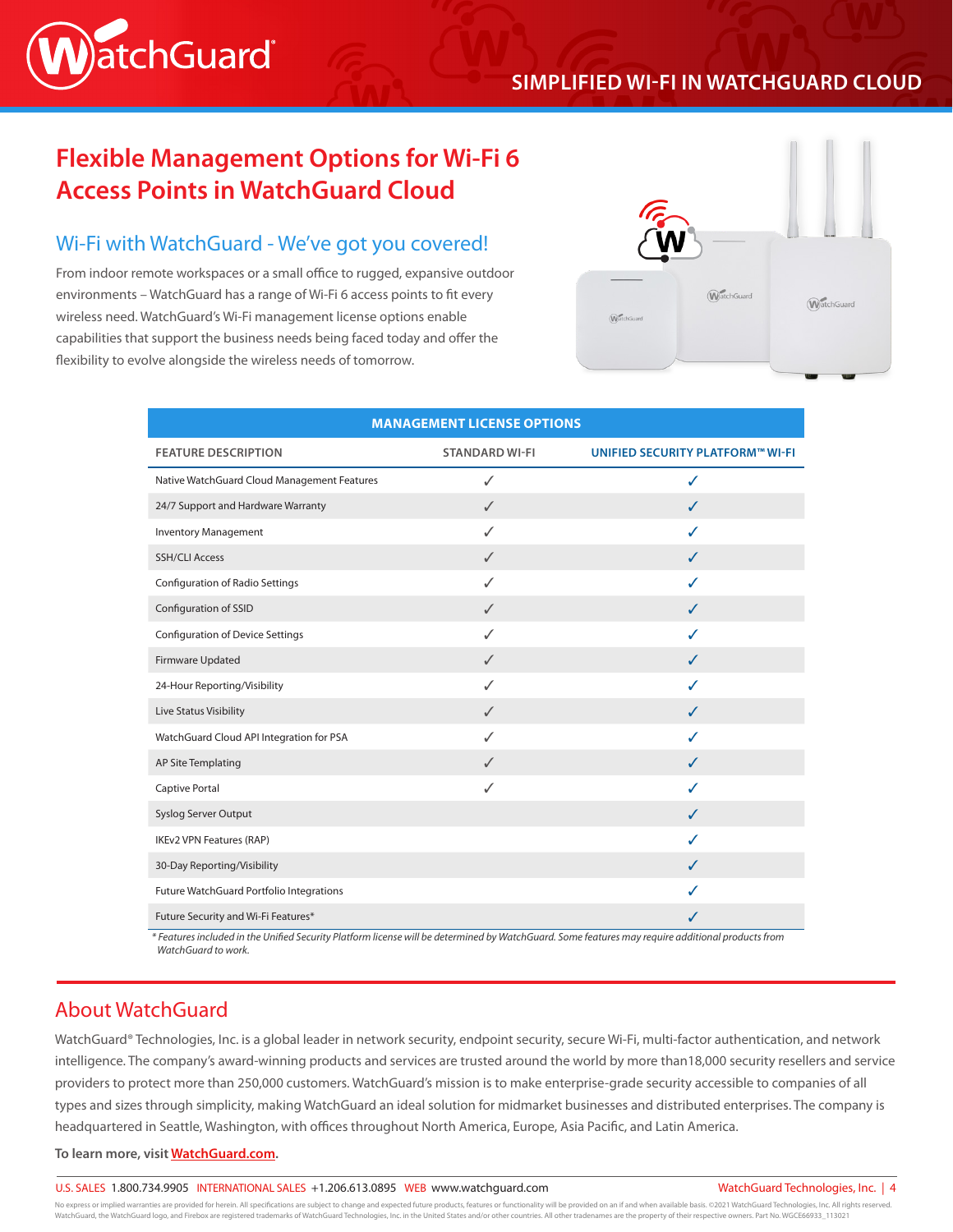# Flexible Management Options for Wi-Fi 6 Access Points in WatchGuard Cloud

## Wi-Fi with WatchGuard - We've got you covered!

From indoor remote workspaces or a small office to rugged, expansive outdoor environments – WatchGuard has a range of Wi-Fi 6 access points to fit every wireless need. WatchGuard's Wi-Fi management license options enable capabilities that support the business needs being faced today and offer the flexibility to evolve alongside the wireless needs of tomorrow.

| MANAGEMENT LICENSE OPTIONS | | |
|---|---|---|
| FEATURE DESCRIPTION | STANDARD WI-FI | UNIFIED SECURITY PLATFORM™ WI-FI |
| Native WatchGuard Cloud Management Features | ✓ | ✓ |
| 24/7 Support and Hardware Warranty | ✓ | ✓ |
| Inventory Management | ✓ | ✓ |
| SSH/CLI Access | ✓ | ✓ |
| Configuration of Radio Settings | ✓ | ✓ |
| Configuration of SSID | ✓ | ✓ |
| Configuration of Device Settings | ✓ | ✓ |
| Firmware Updated | ✓ | ✓ |
| 24-Hour Reporting/Visibility | ✓ | ✓ |
| Live Status Visibility | ✓ | ✓ |
| WatchGuard Cloud API Integration for PSA | ✓ | ✓ |
| AP Site Templating | ✓ | ✓ |
| Captive Portal | ✓ | ✓ |
| Syslog Server Output | | ✓ |
| IKEv2 VPN Features (RAP) | | ✓ |
| 30-Day Reporting/Visibility | | ✓ |
| Future WatchGuard Portfolio Integrations | | ✓ |
| Future Security and Wi-Fi Features* | | ✓ |

*\* Features included in the Unified Security Platform license will be determined by WatchGuard. Some features may require additional products from WatchGuard to work.*

## About WatchGuard

WatchGuard® Technologies, Inc. is a global leader in network security, endpoint security, secure Wi-Fi, multi-factor authentication, and network intelligence. The company's award-winning products and services are trusted around the world by more than18,000 security resellers and service providers to protect more than 250,000 customers. WatchGuard's mission is to make enterprise-grade security accessible to companies of all types and sizes through simplicity, making WatchGuard an ideal solution for midmarket businesses and distributed enterprises. The company is headquartered in Seattle, Washington, with offices throughout North America, Europe, Asia Pacific, and Latin America.

**To learn more, visit WatchGuard.com.**

U.S. SALES 1.800.734.9905 INTERNATIONAL SALES +1.206.613.0895 WEB www.watchguard.com

No express or implied warranties are provided for herein. All specifications are subject to change and expected future products, features or functionality will be provided on an if and when available basis. ©2021 WatchGuard Technologies, Inc. All rights reserved. WatchGuard, the WatchGuard logo, and Firebox are registered trademarks of WatchGuard Technologies, Inc. in the United States and/or other countries. All other tradenames are the property of their respective owners. Part No. WGCE66933_113021